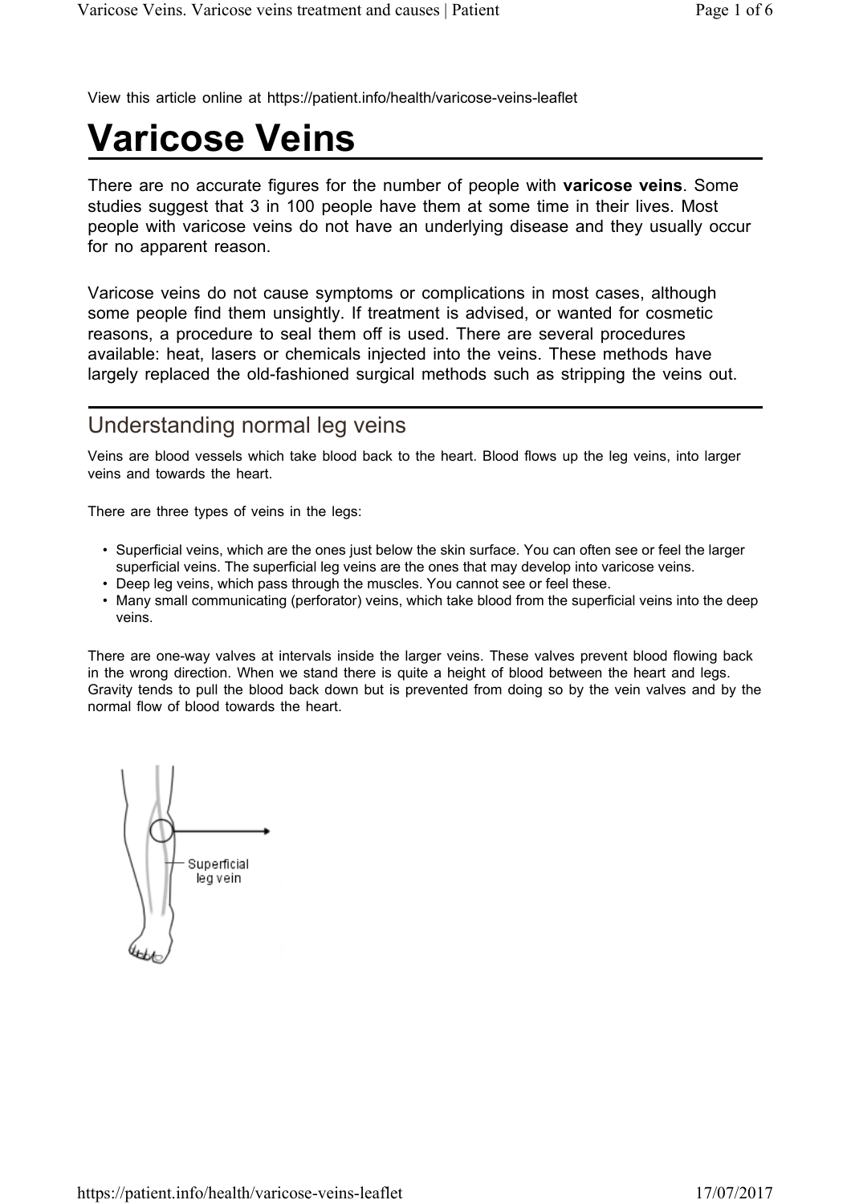View this article online at https://patient.info/health/varicose-veins-leaflet

# Varicose Veins

There are no accurate figures for the number of people with **varicose veins**. Some studies suggest that 3 in 100 people have them at some time in their lives. Most people with varicose veins do not have an underlying disease and they usually occur for no apparent reason.

Varicose veins do not cause symptoms or complications in most cases, although some people find them unsightly. If treatment is advised, or wanted for cosmetic reasons, a procedure to seal them off is used. There are several procedures available: heat, lasers or chemicals injected into the veins. These methods have largely replaced the old-fashioned surgical methods such as stripping the veins out.

## Understanding normal leg veins

Veins are blood vessels which take blood back to the heart. Blood flows up the leg veins, into larger veins and towards the heart.

There are three types of veins in the legs:

- Superficial veins, which are the ones just below the skin surface. You can often see or feel the larger superficial veins. The superficial leg veins are the ones that may develop into varicose veins.
- Deep leg veins, which pass through the muscles. You cannot see or feel these.
- Many small communicating (perforator) veins, which take blood from the superficial veins into the deep veins.

There are one-way valves at intervals inside the larger veins. These valves prevent blood flowing back in the wrong direction. When we stand there is quite a height of blood between the heart and legs. Gravity tends to pull the blood back down but is prevented from doing so by the vein valves and by the normal flow of blood towards the heart.

Superficial leg vein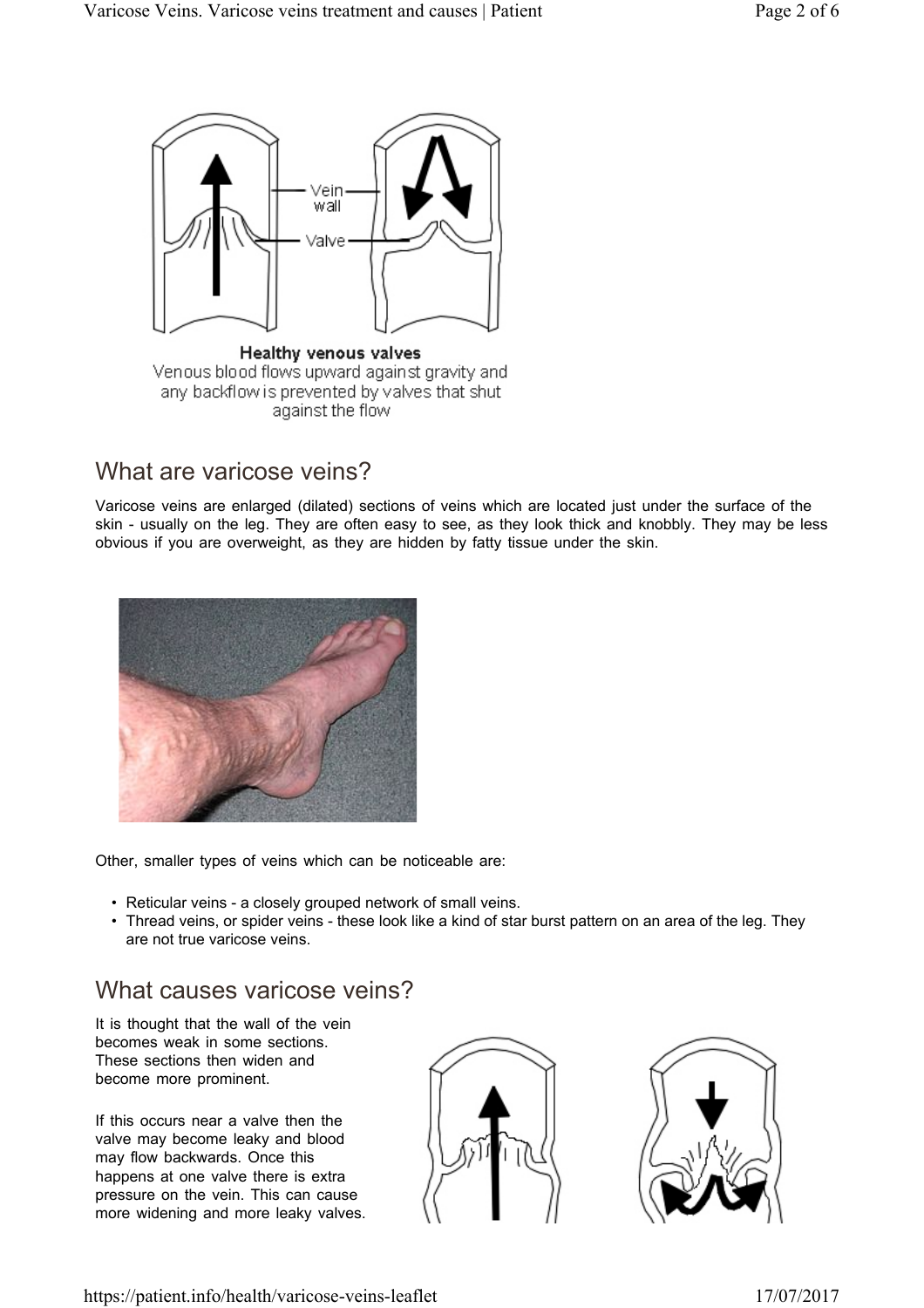Healthy venous valves
Venous blood flows upward against gravity and any backflow is prevented by valves that shut against the flow

## What are varicose veins?

Varicose veins are enlarged (dilated) sections of veins which are located just under the surface of the skin - usually on the leg. They are often easy to see, as they look thick and knobbly. They may be less obvious if you are overweight, as they are hidden by fatty tissue under the skin.

Other, smaller types of veins which can be noticeable are:

- Reticular veins - a closely grouped network of small veins.
- Thread veins, or spider veins - these look like a kind of star burst pattern on an area of the leg. They are not true varicose veins.

## What causes varicose veins?

It is thought that the wall of the vein becomes weak in some sections. These sections then widen and become more prominent.

If this occurs near a valve then the valve may become leaky and blood may flow backwards. Once this happens at one valve there is extra pressure on the vein. This can cause more widening and more leaky valves.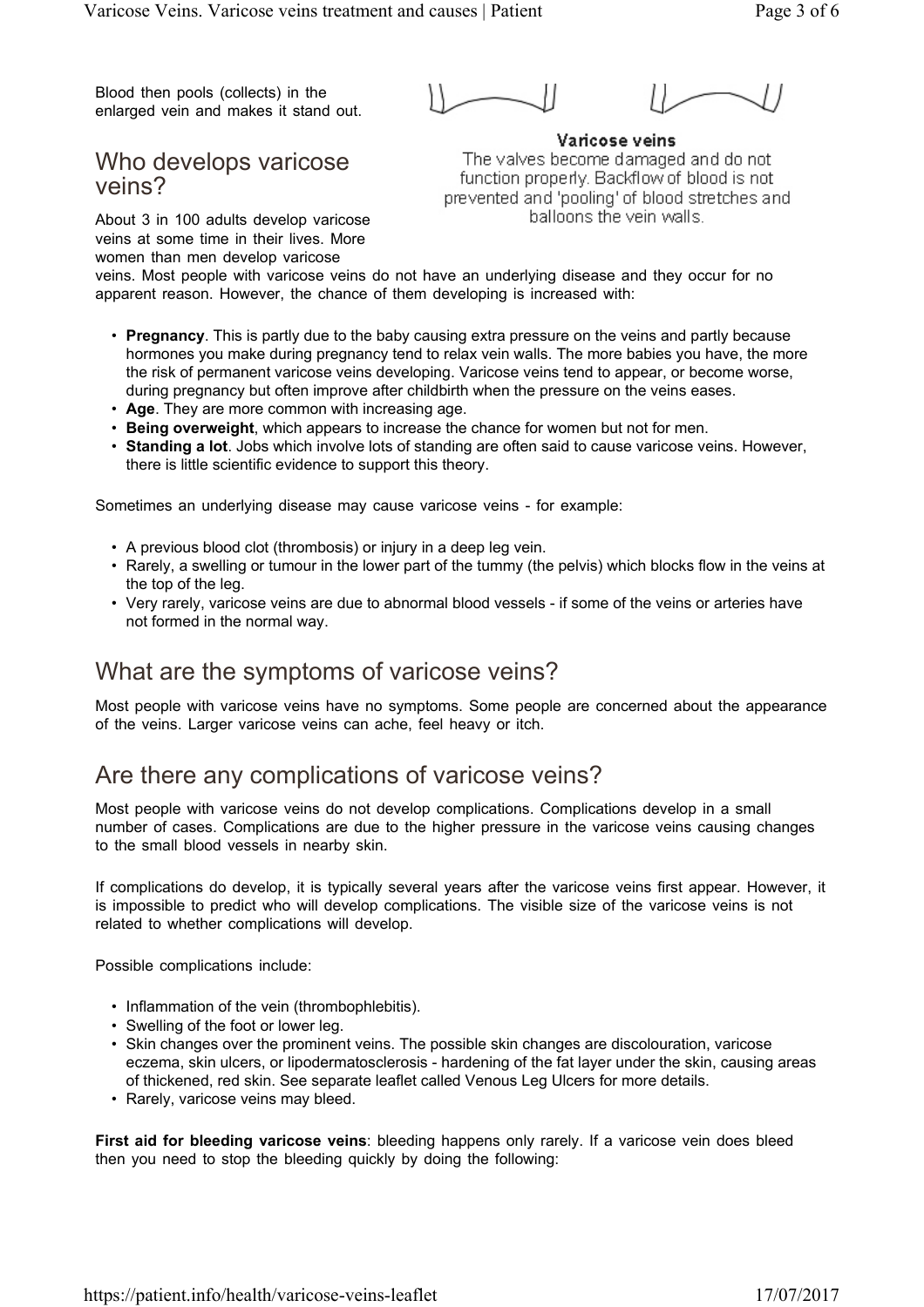Blood then pools (collects) in the enlarged vein and makes it stand out.

**Varicose veins**

The valves become damaged and do not function properly. Backflow of blood is not prevented and 'pooling' of blood stretches and balloons the vein walls.

## Who develops varicose veins?

About 3 in 100 adults develop varicose veins at some time in their lives. More women than men develop varicose veins. Most people with varicose veins do not have an underlying disease and they occur for no apparent reason. However, the chance of them developing is increased with:

- **Pregnancy**. This is partly due to the baby causing extra pressure on the veins and partly because hormones you make during pregnancy tend to relax vein walls. The more babies you have, the more the risk of permanent varicose veins developing. Varicose veins tend to appear, or become worse, during pregnancy but often improve after childbirth when the pressure on the veins eases.
- **Age**. They are more common with increasing age.
- **Being overweight**, which appears to increase the chance for women but not for men.
- **Standing a lot**. Jobs which involve lots of standing are often said to cause varicose veins. However, there is little scientific evidence to support this theory.

Sometimes an underlying disease may cause varicose veins - for example:

- A previous blood clot (thrombosis) or injury in a deep leg vein.
- Rarely, a swelling or tumour in the lower part of the tummy (the pelvis) which blocks flow in the veins at the top of the leg.
- Very rarely, varicose veins are due to abnormal blood vessels - if some of the veins or arteries have not formed in the normal way.

## What are the symptoms of varicose veins?

Most people with varicose veins have no symptoms. Some people are concerned about the appearance of the veins. Larger varicose veins can ache, feel heavy or itch.

## Are there any complications of varicose veins?

Most people with varicose veins do not develop complications. Complications develop in a small number of cases. Complications are due to the higher pressure in the varicose veins causing changes to the small blood vessels in nearby skin.

If complications do develop, it is typically several years after the varicose veins first appear. However, it is impossible to predict who will develop complications. The visible size of the varicose veins is not related to whether complications will develop.

Possible complications include:

- Inflammation of the vein (thrombophlebitis).
- Swelling of the foot or lower leg.
- Skin changes over the prominent veins. The possible skin changes are discolouration, varicose eczema, skin ulcers, or lipodermatosclerosis - hardening of the fat layer under the skin, causing areas of thickened, red skin. See separate leaflet called Venous Leg Ulcers for more details.
- Rarely, varicose veins may bleed.

**First aid for bleeding varicose veins**: bleeding happens only rarely. If a varicose vein does bleed then you need to stop the bleeding quickly by doing the following: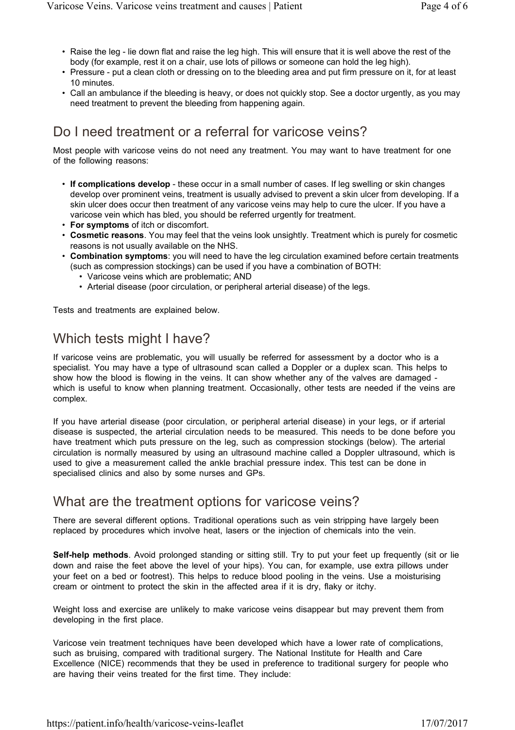- Raise the leg - lie down flat and raise the leg high. This will ensure that it is well above the rest of the body (for example, rest it on a chair, use lots of pillows or someone can hold the leg high).
- Pressure - put a clean cloth or dressing on to the bleeding area and put firm pressure on it, for at least 10 minutes.
- Call an ambulance if the bleeding is heavy, or does not quickly stop. See a doctor urgently, as you may need treatment to prevent the bleeding from happening again.

## Do I need treatment or a referral for varicose veins?

Most people with varicose veins do not need any treatment. You may want to have treatment for one of the following reasons:

- **If complications develop** - these occur in a small number of cases. If leg swelling or skin changes develop over prominent veins, treatment is usually advised to prevent a skin ulcer from developing. If a skin ulcer does occur then treatment of any varicose veins may help to cure the ulcer. If you have a varicose vein which has bled, you should be referred urgently for treatment.
- **For symptoms** of itch or discomfort.
- **Cosmetic reasons**. You may feel that the veins look unsightly. Treatment which is purely for cosmetic reasons is not usually available on the NHS.
- **Combination symptoms**: you will need to have the leg circulation examined before certain treatments (such as compression stockings) can be used if you have a combination of BOTH:
  - Varicose veins which are problematic; AND
  - Arterial disease (poor circulation, or peripheral arterial disease) of the legs.

Tests and treatments are explained below.

## Which tests might I have?

If varicose veins are problematic, you will usually be referred for assessment by a doctor who is a specialist. You may have a type of ultrasound scan called a Doppler or a duplex scan. This helps to show how the blood is flowing in the veins. It can show whether any of the valves are damaged - which is useful to know when planning treatment. Occasionally, other tests are needed if the veins are complex.

If you have arterial disease (poor circulation, or peripheral arterial disease) in your legs, or if arterial disease is suspected, the arterial circulation needs to be measured. This needs to be done before you have treatment which puts pressure on the leg, such as compression stockings (below). The arterial circulation is normally measured by using an ultrasound machine called a Doppler ultrasound, which is used to give a measurement called the ankle brachial pressure index. This test can be done in specialised clinics and also by some nurses and GPs.

## What are the treatment options for varicose veins?

There are several different options. Traditional operations such as vein stripping have largely been replaced by procedures which involve heat, lasers or the injection of chemicals into the vein.

**Self-help methods**. Avoid prolonged standing or sitting still. Try to put your feet up frequently (sit or lie down and raise the feet above the level of your hips). You can, for example, use extra pillows under your feet on a bed or footrest). This helps to reduce blood pooling in the veins. Use a moisturising cream or ointment to protect the skin in the affected area if it is dry, flaky or itchy.

Weight loss and exercise are unlikely to make varicose veins disappear but may prevent them from developing in the first place.

Varicose vein treatment techniques have been developed which have a lower rate of complications, such as bruising, compared with traditional surgery. The National Institute for Health and Care Excellence (NICE) recommends that they be used in preference to traditional surgery for people who are having their veins treated for the first time. They include: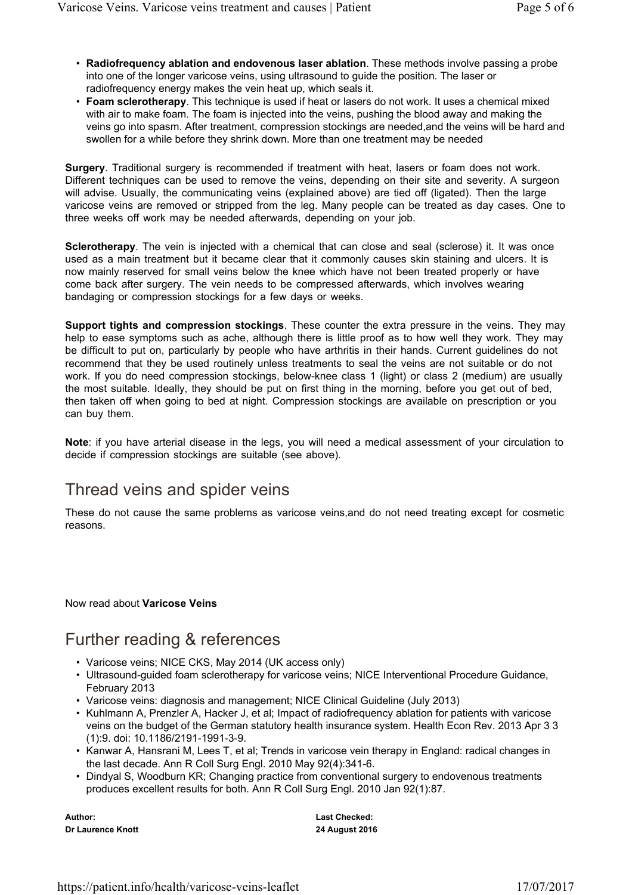- **Radiofrequency ablation and endovenous laser ablation**. These methods involve passing a probe into one of the longer varicose veins, using ultrasound to guide the position. The laser or radiofrequency energy makes the vein heat up, which seals it.
- **Foam sclerotherapy**. This technique is used if heat or lasers do not work. It uses a chemical mixed with air to make foam. The foam is injected into the veins, pushing the blood away and making the veins go into spasm. After treatment, compression stockings are needed,and the veins will be hard and swollen for a while before they shrink down. More than one treatment may be needed

**Surgery**. Traditional surgery is recommended if treatment with heat, lasers or foam does not work. Different techniques can be used to remove the veins, depending on their site and severity. A surgeon will advise. Usually, the communicating veins (explained above) are tied off (ligated). Then the large varicose veins are removed or stripped from the leg. Many people can be treated as day cases. One to three weeks off work may be needed afterwards, depending on your job.

**Sclerotherapy**. The vein is injected with a chemical that can close and seal (sclerose) it. It was once used as a main treatment but it became clear that it commonly causes skin staining and ulcers. It is now mainly reserved for small veins below the knee which have not been treated properly or have come back after surgery. The vein needs to be compressed afterwards, which involves wearing bandaging or compression stockings for a few days or weeks.

**Support tights and compression stockings**. These counter the extra pressure in the veins. They may help to ease symptoms such as ache, although there is little proof as to how well they work. They may be difficult to put on, particularly by people who have arthritis in their hands. Current guidelines do not recommend that they be used routinely unless treatments to seal the veins are not suitable or do not work. If you do need compression stockings, below-knee class 1 (light) or class 2 (medium) are usually the most suitable. Ideally, they should be put on first thing in the morning, before you get out of bed, then taken off when going to bed at night. Compression stockings are available on prescription or you can buy them.

**Note**: if you have arterial disease in the legs, you will need a medical assessment of your circulation to decide if compression stockings are suitable (see above).

## Thread veins and spider veins

These do not cause the same problems as varicose veins,and do not need treating except for cosmetic reasons.

Now read about **Varicose Veins**

## Further reading & references

- Varicose veins; NICE CKS, May 2014 (UK access only)
- Ultrasound-guided foam sclerotherapy for varicose veins; NICE Interventional Procedure Guidance, February 2013
- Varicose veins: diagnosis and management; NICE Clinical Guideline (July 2013)
- Kuhlmann A, Prenzler A, Hacker J, et al; Impact of radiofrequency ablation for patients with varicose veins on the budget of the German statutory health insurance system. Health Econ Rev. 2013 Apr 3 3 (1):9. doi: 10.1186/2191-1991-3-9.
- Kanwar A, Hansrani M, Lees T, et al; Trends in varicose vein therapy in England: radical changes in the last decade. Ann R Coll Surg Engl. 2010 May 92(4):341-6.
- Dindyal S, Woodburn KR; Changing practice from conventional surgery to endovenous treatments produces excellent results for both. Ann R Coll Surg Engl. 2010 Jan 92(1):87.

**Author:**
**Dr Laurence Knott**

**Last Checked:**
**24 August 2016**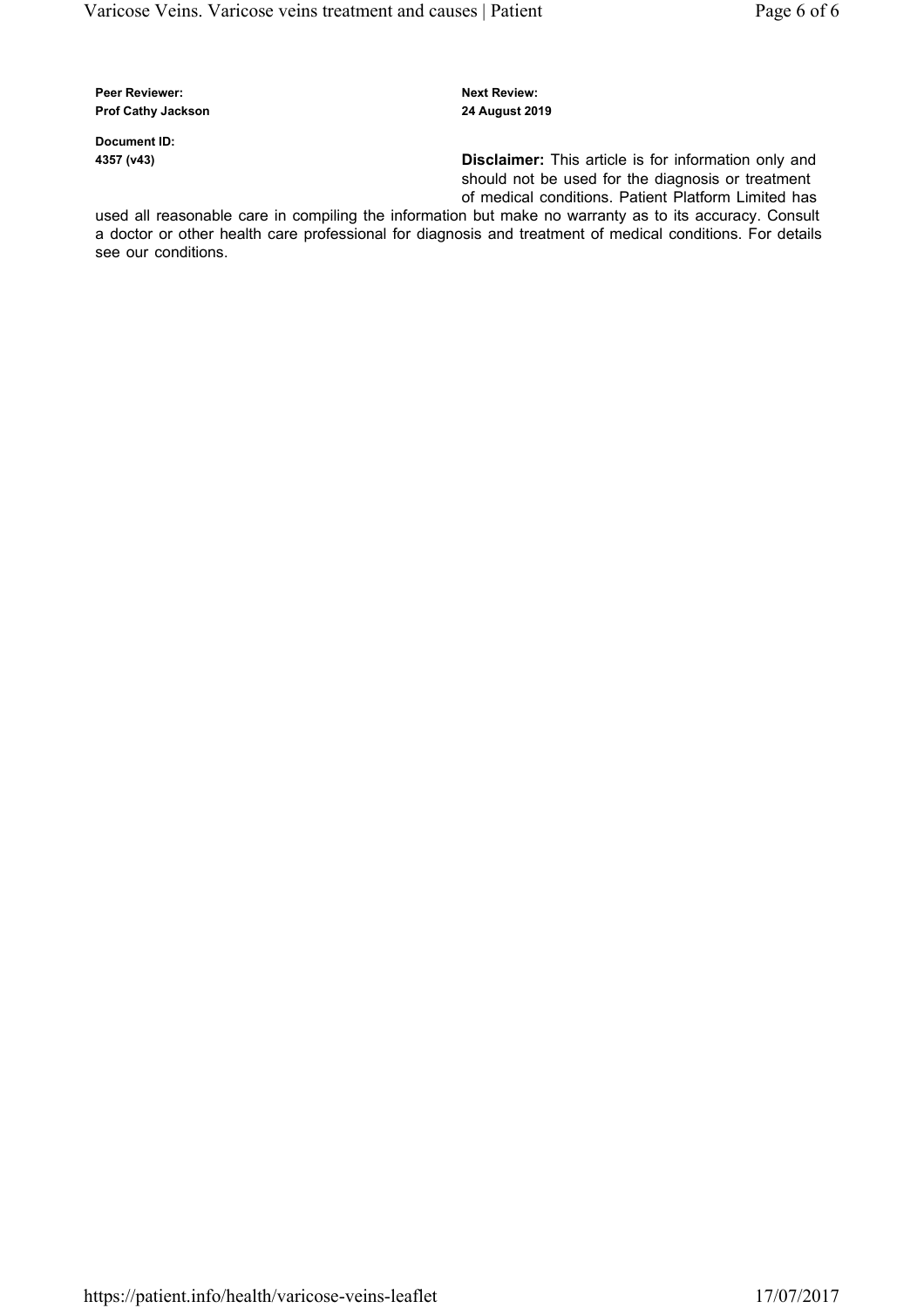**Peer Reviewer:**
**Prof Cathy Jackson**

**Document ID:**
**4357 (v43)**

**Next Review:**
**24 August 2019**

**Disclaimer:** This article is for information only and should not be used for the diagnosis or treatment of medical conditions. Patient Platform Limited has used all reasonable care in compiling the information but make no warranty as to its accuracy. Consult a doctor or other health care professional for diagnosis and treatment of medical conditions. For details see our conditions.